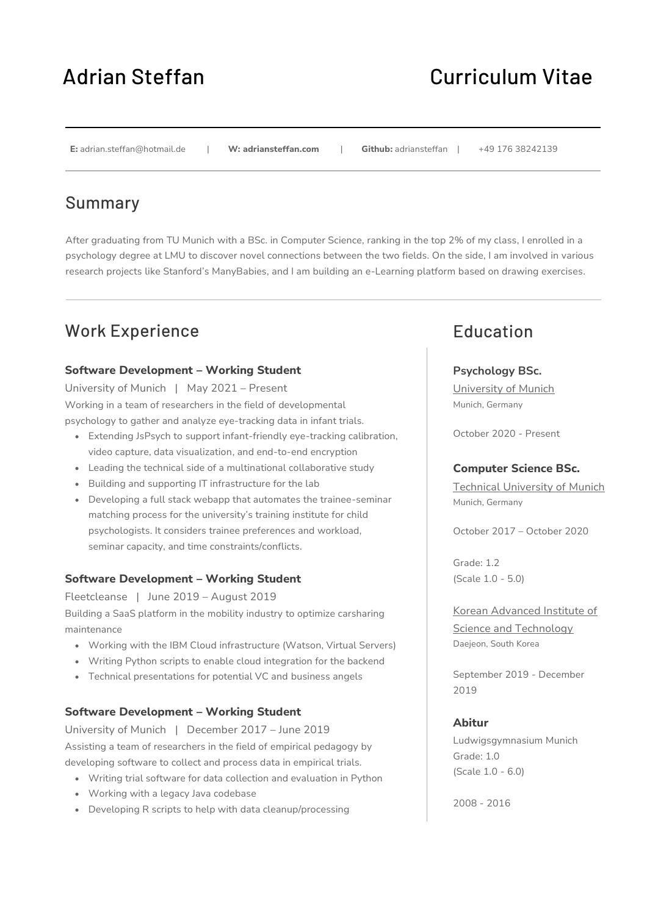# Adrian Steffan

# Curriculum Vitae

**E:** adrian.steffan@hotmail.de | **W: adriansteffan.com** | **Github:** adriansteffan | +49 176 38242139

## Summary

After graduating from TU Munich with a BSc. in Computer Science, ranking in the top 2% of my class, I enrolled in a psychology degree at LMU to discover novel connections between the two fields. On the side, I am involved in various research projects like Stanford's ManyBabies, and I am building an e-Learning platform based on drawing exercises.

## Work Experience

**Software Development – Working Student**

University of Munich | May 2021 – Present

Working in a team of researchers in the field of developmental psychology to gather and analyze eye-tracking data in infant trials.

- Extending JsPsych to support infant-friendly eye-tracking calibration, video capture, data visualization, and end-to-end encryption
- Leading the technical side of a multinational collaborative study
- Building and supporting IT infrastructure for the lab
- Developing a full stack webapp that automates the trainee-seminar matching process for the university's training institute for child psychologists. It considers trainee preferences and workload, seminar capacity, and time constraints/conflicts.

**Software Development – Working Student**

Fleetcleanse | June 2019 – August 2019

Building a SaaS platform in the mobility industry to optimize carsharing maintenance

- Working with the IBM Cloud infrastructure (Watson, Virtual Servers)
- Writing Python scripts to enable cloud integration for the backend
- Technical presentations for potential VC and business angels

**Software Development – Working Student**

University of Munich | December 2017 – June 2019

Assisting a team of researchers in the field of empirical pedagogy by developing software to collect and process data in empirical trials.

- Writing trial software for data collection and evaluation in Python
- Working with a legacy Java codebase
- Developing R scripts to help with data cleanup/processing

## Education

**Psychology BSc.**

University of Munich

Munich, Germany

October 2020 - Present

**Computer Science BSc.**

Technical University of Munich

Munich, Germany

October 2017 – October 2020

Grade: 1.2
(Scale 1.0 - 5.0)

Korean Advanced Institute of Science and Technology

Daejeon, South Korea

September 2019 - December 2019

**Abitur**

Ludwigsgymnasium Munich

Grade: 1.0
(Scale 1.0 - 6.0)

2008 - 2016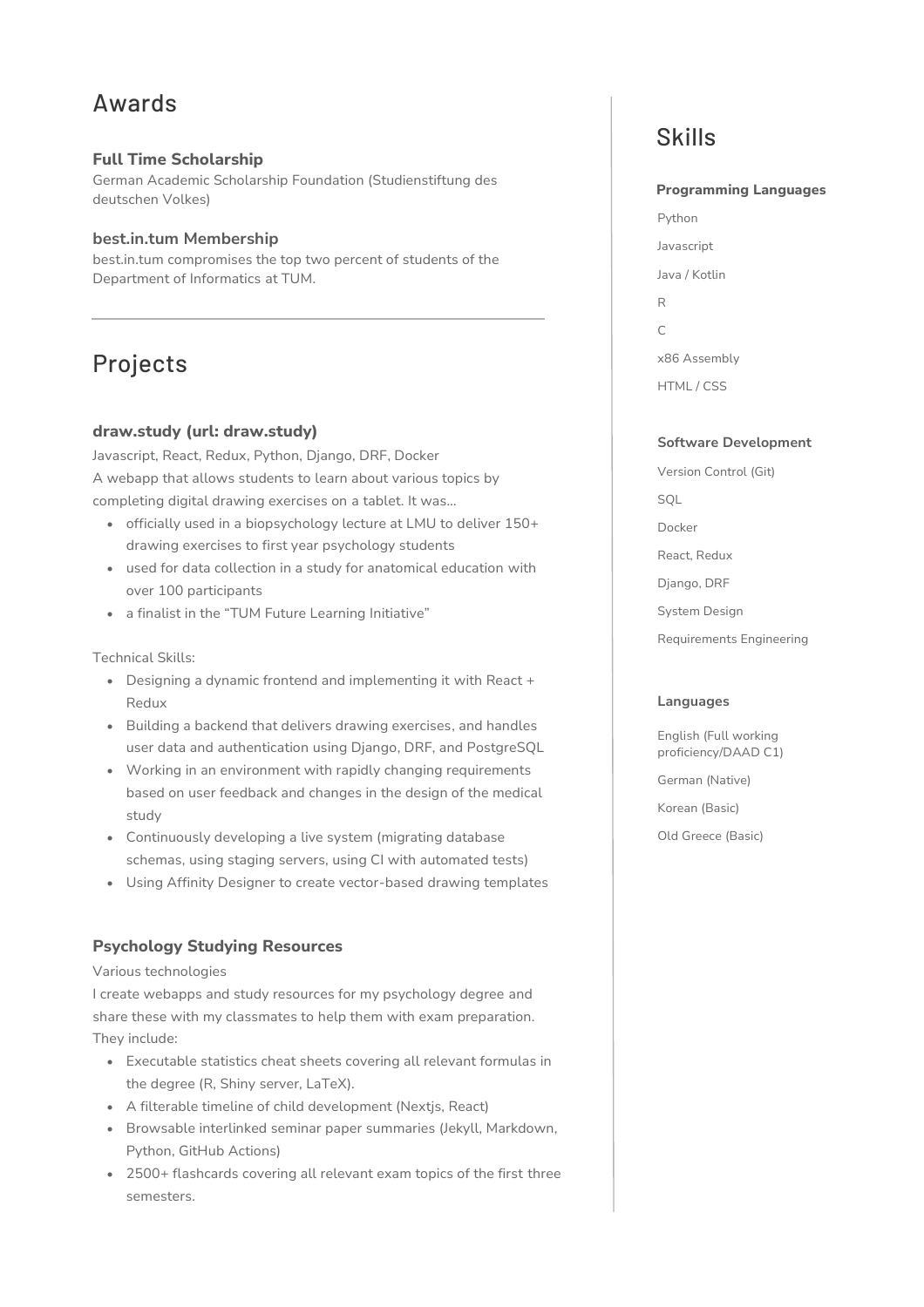## Awards

### Full Time Scholarship

German Academic Scholarship Foundation (Studienstiftung des deutschen Volkes)

### best.in.tum Membership

best.in.tum compromises the top two percent of students of the Department of Informatics at TUM.

---

## Projects

### draw.study (url: draw.study)

Javascript, React, Redux, Python, Django, DRF, Docker

A webapp that allows students to learn about various topics by completing digital drawing exercises on a tablet. It was...

- officially used in a biopsychology lecture at LMU to deliver 150+ drawing exercises to first year psychology students
- used for data collection in a study for anatomical education with over 100 participants
- a finalist in the "TUM Future Learning Initiative"

Technical Skills:

- Designing a dynamic frontend and implementing it with React + Redux
- Building a backend that delivers drawing exercises, and handles user data and authentication using Django, DRF, and PostgreSQL
- Working in an environment with rapidly changing requirements based on user feedback and changes in the design of the medical study
- Continuously developing a live system (migrating database schemas, using staging servers, using CI with automated tests)
- Using Affinity Designer to create vector-based drawing templates

### Psychology Studying Resources

Various technologies

I create webapps and study resources for my psychology degree and share these with my classmates to help them with exam preparation. They include:

- Executable statistics cheat sheets covering all relevant formulas in the degree (R, Shiny server, LaTeX).
- A filterable timeline of child development (Nextjs, React)
- Browsable interlinked seminar paper summaries (Jekyll, Markdown, Python, GitHub Actions)
- 2500+ flashcards covering all relevant exam topics of the first three semesters.

## Skills

### Programming Languages

- Python
- Javascript
- Java / Kotlin
- R
- C
- x86 Assembly
- HTML / CSS

### Software Development

- Version Control (Git)
- SQL
- Docker
- React, Redux
- Django, DRF
- System Design
- Requirements Engineering

### Languages

- English (Full working proficiency/DAAD C1)
- German (Native)
- Korean (Basic)
- Old Greece (Basic)